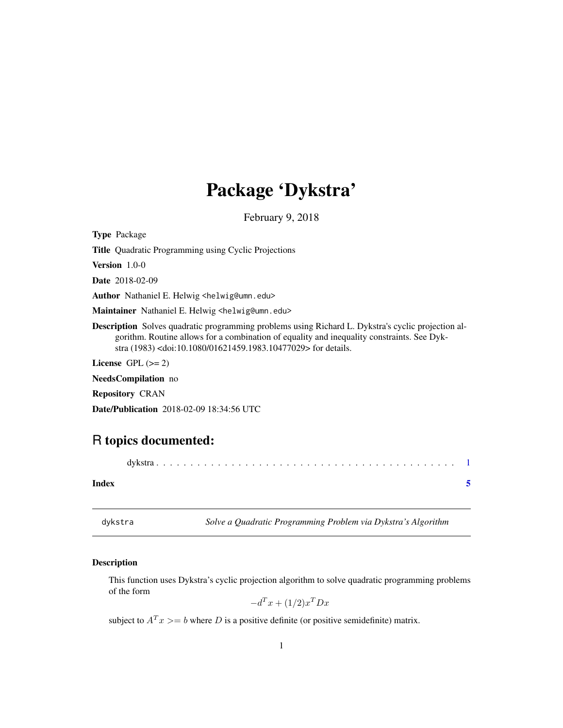# Package 'Dykstra'

February 9, 2018

**Type** Package

**Title** Quadratic Programming using Cyclic Projections

**Version** 1.0-0

**Date** 2018-02-09

**Author** Nathaniel E. Helwig <helwig@umn.edu>

**Maintainer** Nathaniel E. Helwig <helwig@umn.edu>

**Description** Solves quadratic programming problems using Richard L. Dykstra's cyclic projection algorithm. Routine allows for a combination of equality and inequality constraints. See Dykstra (1983) <doi:10.1080/01621459.1983.10477029> for details.

**License** GPL (>= 2)

**NeedsCompilation** no

**Repository** CRAN

**Date/Publication** 2018-02-09 18:34:56 UTC

## R topics documented:

dykstra . . . . . . . . . . . . . . . . . . . . . . . . . . . . . . . . . . . . . . . . . . . 1

**Index** 5

---

dykstra *Solve a Quadratic Programming Problem via Dykstra's Algorithm*

---

### Description

This function uses Dykstra's cyclic projection algorithm to solve quadratic programming problems of the form

$$-d^T x + (1/2)x^T D x$$

subject to $A^T x >= b$ where $D$ is a positive definite (or positive semidefinite) matrix.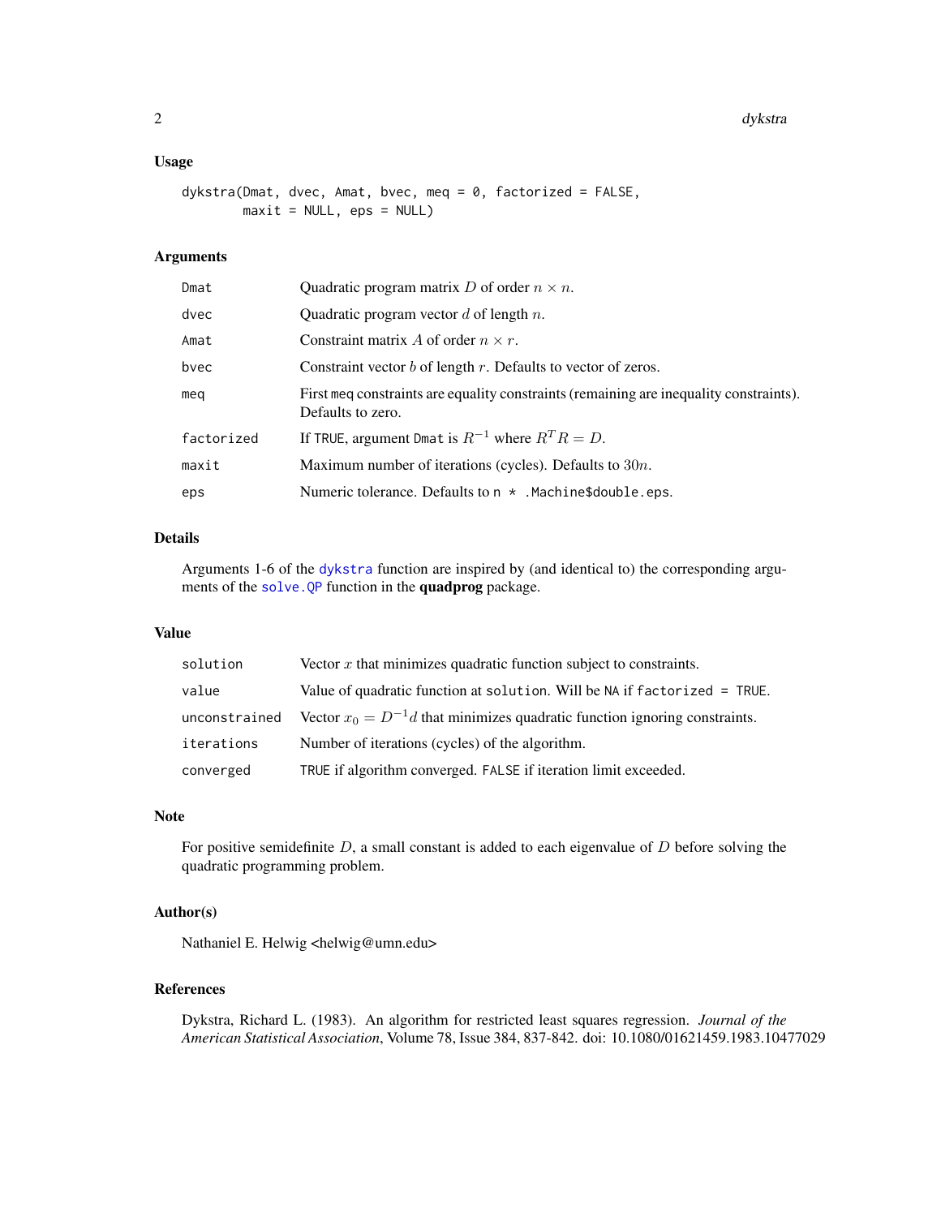## Usage

```
dykstra(Dmat, dvec, Amat, bvec, meq = 0, factorized = FALSE,
        maxit = NULL, eps = NULL)
```

## Arguments

| | |
|---|---|
| Dmat | Quadratic program matrix $D$ of order $n \times n$. |
| dvec | Quadratic program vector $d$ of length $n$. |
| Amat | Constraint matrix $A$ of order $n \times r$. |
| bvec | Constraint vector $b$ of length $r$. Defaults to vector of zeros. |
| meq | First meq constraints are equality constraints (remaining are inequality constraints). Defaults to zero. |
| factorized | If TRUE, argument Dmat is $R^{-1}$ where $R^T R = D$. |
| maxit | Maximum number of iterations (cycles). Defaults to $30n$. |
| eps | Numeric tolerance. Defaults to `n * .Machine$double.eps`. |

## Details

Arguments 1-6 of the dykstra function are inspired by (and identical to) the corresponding arguments of the solve.QP function in the **quadprog** package.

## Value

| | |
|---|---|
| solution | Vector $x$ that minimizes quadratic function subject to constraints. |
| value | Value of quadratic function at solution. Will be NA if factorized = TRUE. |
| unconstrained | Vector $x_0 = D^{-1} d$ that minimizes quadratic function ignoring constraints. |
| iterations | Number of iterations (cycles) of the algorithm. |
| converged | TRUE if algorithm converged. FALSE if iteration limit exceeded. |

## Note

For positive semidefinite $D$, a small constant is added to each eigenvalue of $D$ before solving the quadratic programming problem.

## Author(s)

Nathaniel E. Helwig <helwig@umn.edu>

## References

Dykstra, Richard L. (1983). An algorithm for restricted least squares regression. *Journal of the American Statistical Association*, Volume 78, Issue 384, 837-842. doi: 10.1080/01621459.1983.10477029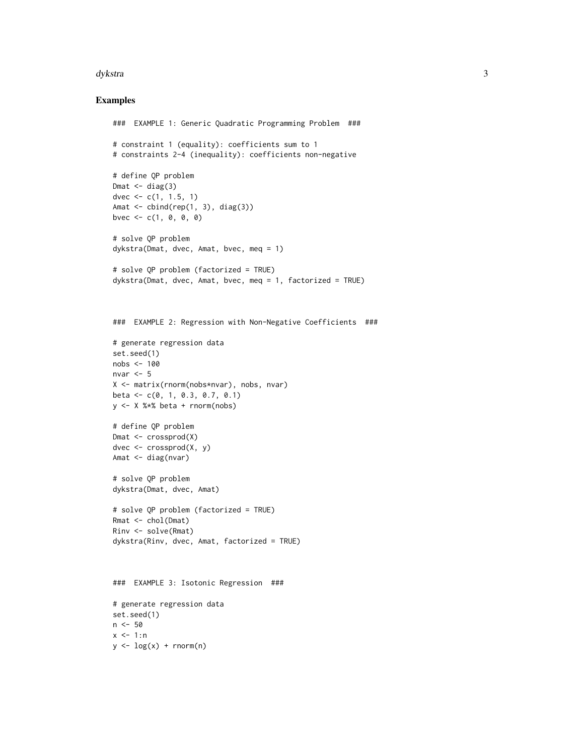## Examples

```
###  EXAMPLE 1: Generic Quadratic Programming Problem  ###

# constraint 1 (equality): coefficients sum to 1
# constraints 2-4 (inequality): coefficients non-negative

# define QP problem
Dmat <- diag(3)
dvec <- c(1, 1.5, 1)
Amat <- cbind(rep(1, 3), diag(3))
bvec <- c(1, 0, 0, 0)

# solve QP problem
dykstra(Dmat, dvec, Amat, bvec, meq = 1)

# solve QP problem (factorized = TRUE)
dykstra(Dmat, dvec, Amat, bvec, meq = 1, factorized = TRUE)



###  EXAMPLE 2: Regression with Non-Negative Coefficients  ###

# generate regression data
set.seed(1)
nobs <- 100
nvar <- 5
X <- matrix(rnorm(nobs*nvar), nobs, nvar)
beta <- c(0, 1, 0.3, 0.7, 0.1)
y <- X %*% beta + rnorm(nobs)

# define QP problem
Dmat <- crossprod(X)
dvec <- crossprod(X, y)
Amat <- diag(nvar)

# solve QP problem
dykstra(Dmat, dvec, Amat)

# solve QP problem (factorized = TRUE)
Rmat <- chol(Dmat)
Rinv <- solve(Rmat)
dykstra(Rinv, dvec, Amat, factorized = TRUE)



###  EXAMPLE 3: Isotonic Regression  ###

# generate regression data
set.seed(1)
n <- 50
x <- 1:n
y <- log(x) + rnorm(n)
```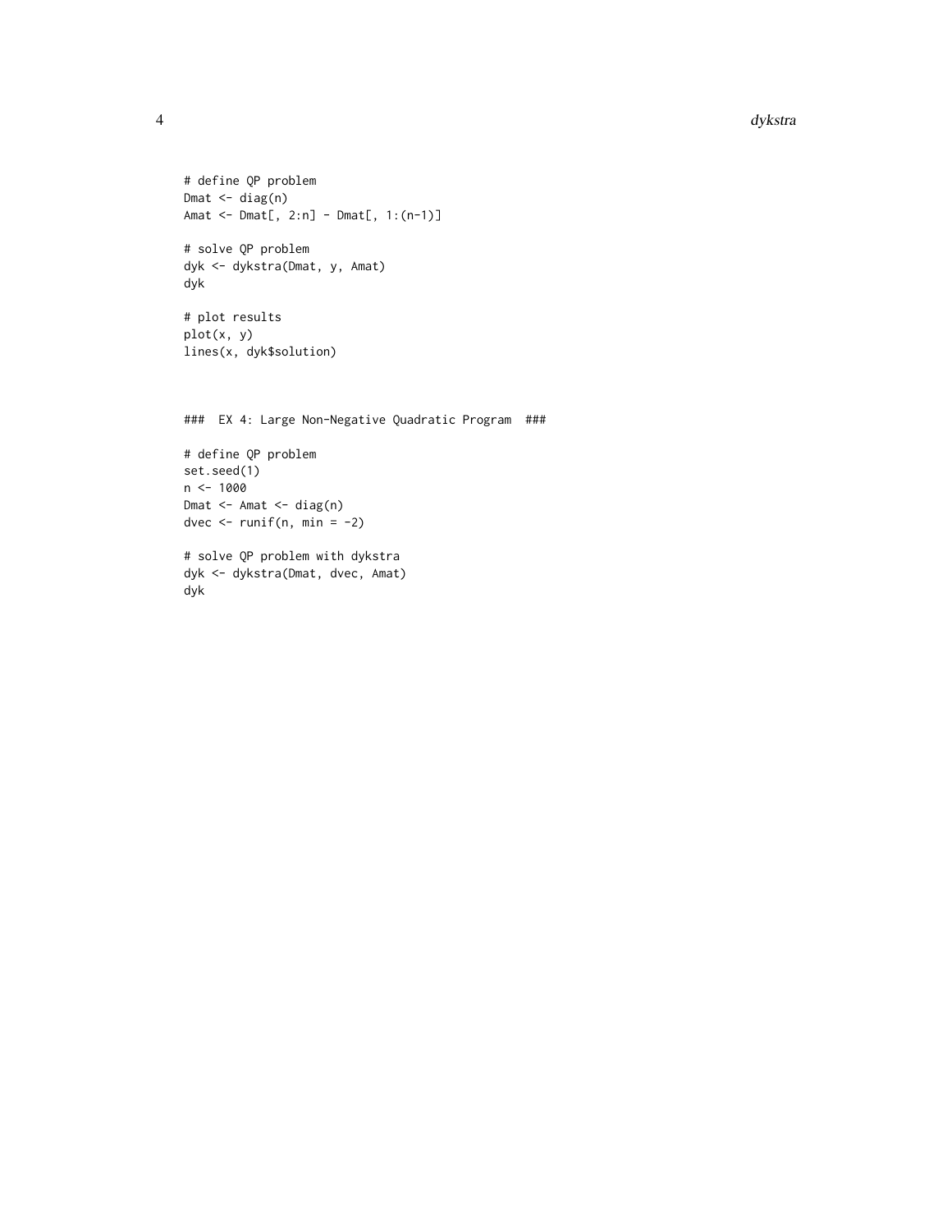```
# define QP problem
Dmat <- diag(n)
Amat <- Dmat[, 2:n] - Dmat[, 1:(n-1)]

# solve QP problem
dyk <- dykstra(Dmat, y, Amat)
dyk

# plot results
plot(x, y)
lines(x, dyk$solution)



###  EX 4: Large Non-Negative Quadratic Program  ###

# define QP problem
set.seed(1)
n <- 1000
Dmat <- Amat <- diag(n)
dvec <- runif(n, min = -2)

# solve QP problem with dykstra
dyk <- dykstra(Dmat, dvec, Amat)
dyk
```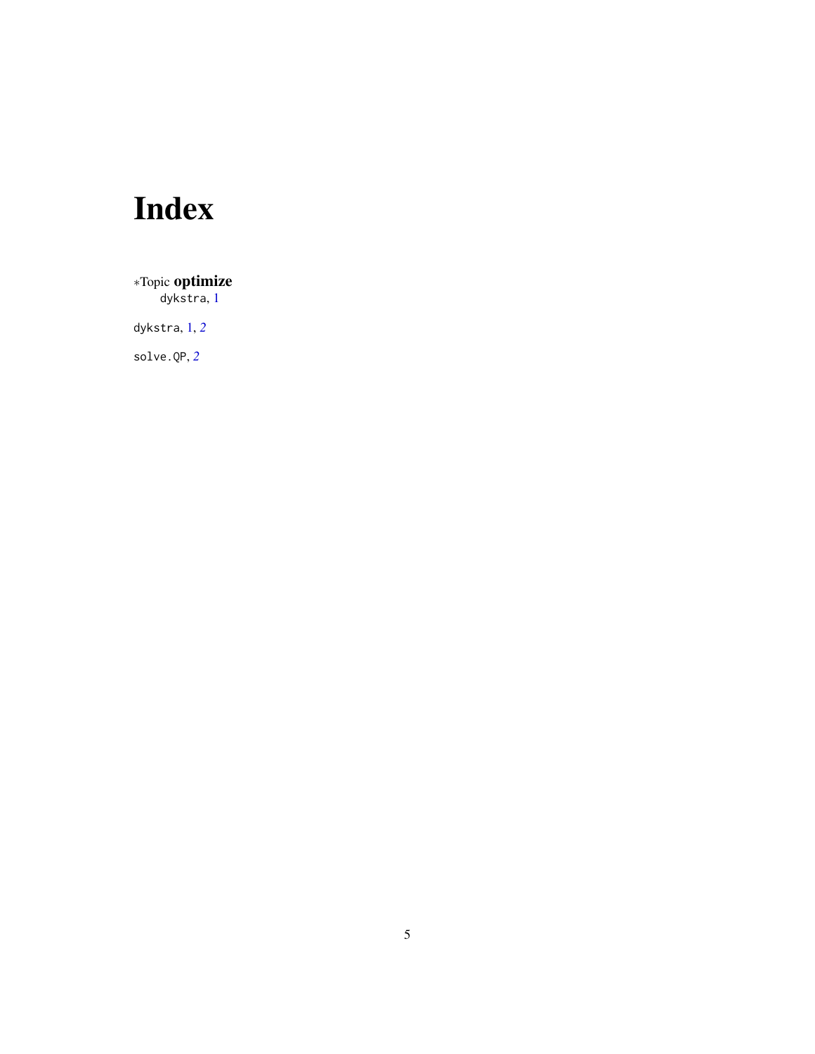# Index

*Topic **optimize**
    `dykstra`, 1

`dykstra`, 1, *2*

`solve.QP`, *2*